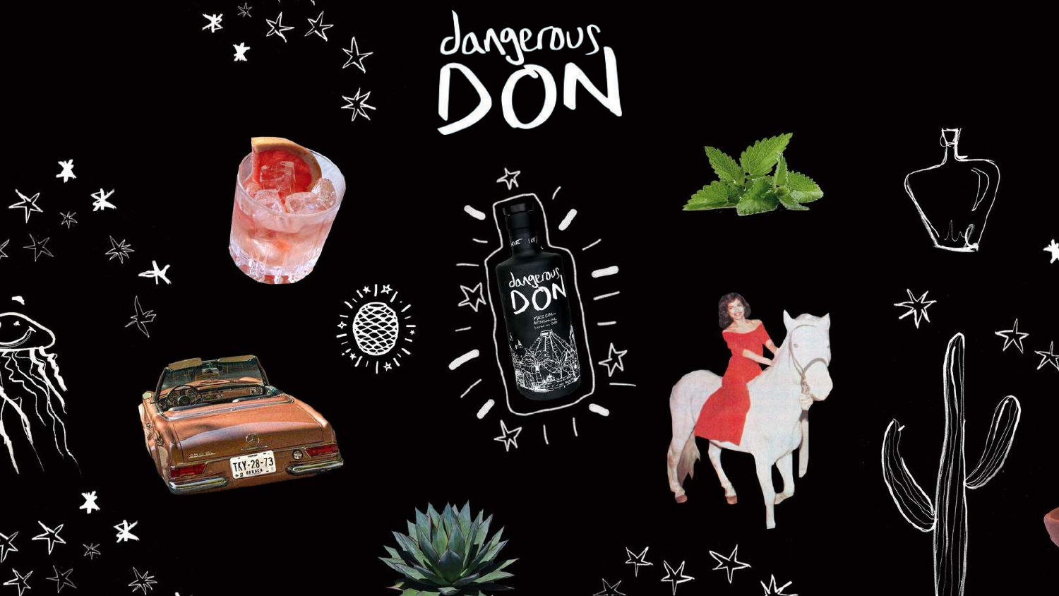# dangerous DON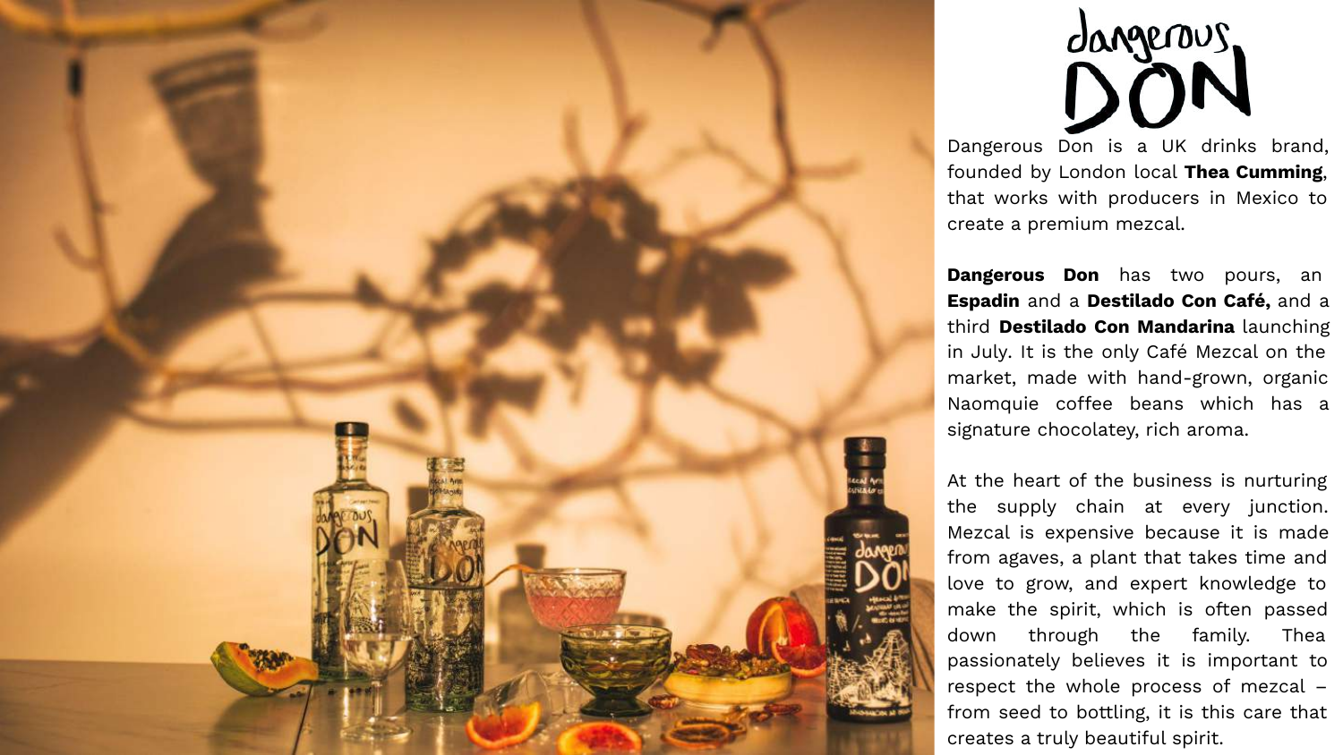# dangerous DON

Dangerous Don is a UK drinks brand, founded by London local **Thea Cumming**, that works with producers in Mexico to create a premium mezcal.

**Dangerous Don** has two pours, an **Espadin** and a **Destilado Con Café,** and a third **Destilado Con Mandarina** launching in July. It is the only Café Mezcal on the market, made with hand-grown, organic Naomquie coffee beans which has a signature chocolatey, rich aroma.

At the heart of the business is nurturing the supply chain at every junction. Mezcal is expensive because it is made from agaves, a plant that takes time and love to grow, and expert knowledge to make the spirit, which is often passed down through the family. Thea passionately believes it is important to respect the whole process of mezcal – from seed to bottling, it is this care that creates a truly beautiful spirit.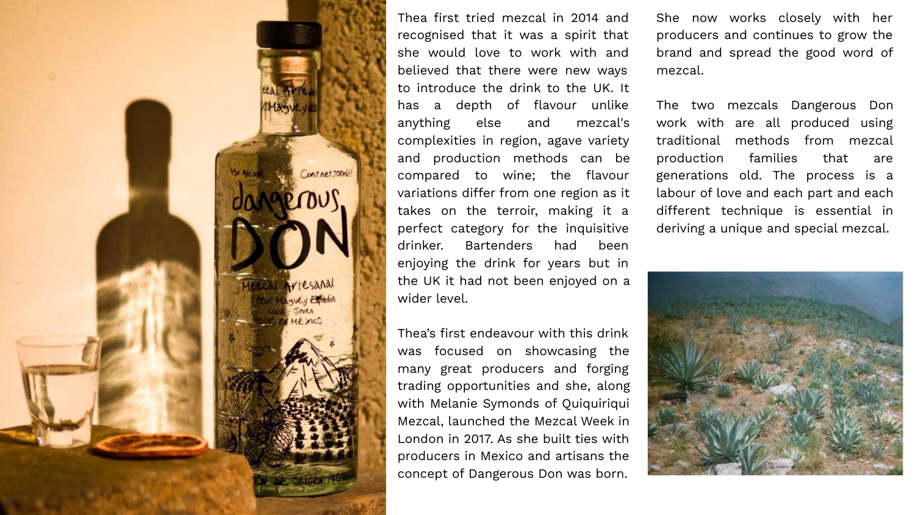Thea first tried mezcal in 2014 and recognised that it was a spirit that she would love to work with and believed that there were new ways to introduce the drink to the UK. It has a depth of flavour unlike anything else and mezcal's complexities in region, agave variety and production methods can be compared to wine; the flavour variations differ from one region as it takes on the terroir, making it a perfect category for the inquisitive drinker. Bartenders had been enjoying the drink for years but in the UK it had not been enjoyed on a wider level.

Thea's first endeavour with this drink was focused on showcasing the many great producers and forging trading opportunities and she, along with Melanie Symonds of Quiquiriqui Mezcal, launched the Mezcal Week in London in 2017. As she built ties with producers in Mexico and artisans the concept of Dangerous Don was born.

She now works closely with her producers and continues to grow the brand and spread the good word of mezcal.

The two mezcals Dangerous Don work with are all produced using traditional methods from mezcal production families that are generations old. The process is a labour of love and each part and each different technique is essential in deriving a unique and special mezcal.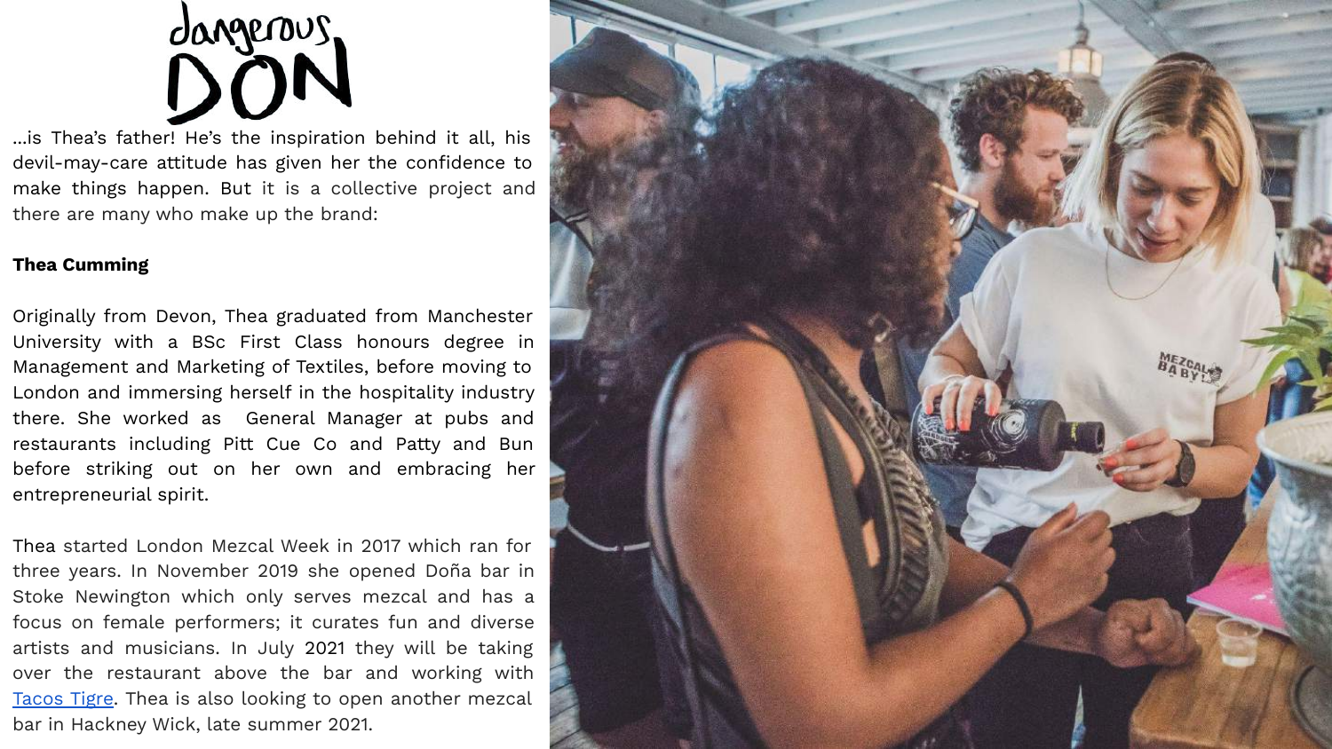# dangerous DON

...is Thea's father! He's the inspiration behind it all, his devil-may-care attitude has given her the confidence to make things happen. But it is a collective project and there are many who make up the brand:

**Thea Cumming**

Originally from Devon, Thea graduated from Manchester University with a BSc First Class honours degree in Management and Marketing of Textiles, before moving to London and immersing herself in the hospitality industry there. She worked as General Manager at pubs and restaurants including Pitt Cue Co and Patty and Bun before striking out on her own and embracing her entrepreneurial spirit.

Thea started London Mezcal Week in 2017 which ran for three years. In November 2019 she opened Doña bar in Stoke Newington which only serves mezcal and has a focus on female performers; it curates fun and diverse artists and musicians. In July 2021 they will be taking over the restaurant above the bar and working with Tacos Tigre. Thea is also looking to open another mezcal bar in Hackney Wick, late summer 2021.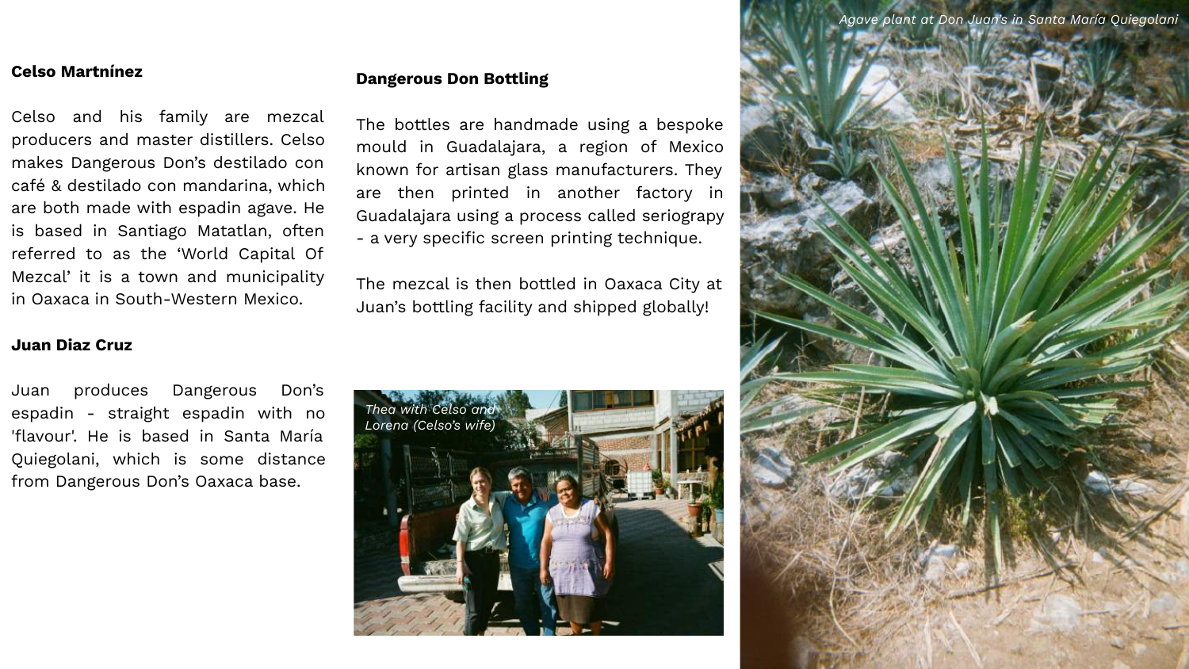**Celso Martnínez**

Celso and his family are mezcal producers and master distillers. Celso makes Dangerous Don's destilado con café & destilado con mandarina, which are both made with espadin agave. He is based in Santiago Matatlan, often referred to as the 'World Capital Of Mezcal' it is a town and municipality in Oaxaca in South-Western Mexico.

**Juan Diaz Cruz**

Juan produces Dangerous Don's espadin - straight espadin with no 'flavour'. He is based in Santa María Quiegolani, which is some distance from Dangerous Don's Oaxaca base.

**Dangerous Don Bottling**

The bottles are handmade using a bespoke mould in Guadalajara, a region of Mexico known for artisan glass manufacturers. They are then printed in another factory in Guadalajara using a process called seriograpy - a very specific screen printing technique.

The mezcal is then bottled in Oaxaca City at Juan's bottling facility and shipped globally!

*Thea with Celso and Lorena (Celso's wife)*

*Agave plant at Don Juan's in Santa María Quiegolani*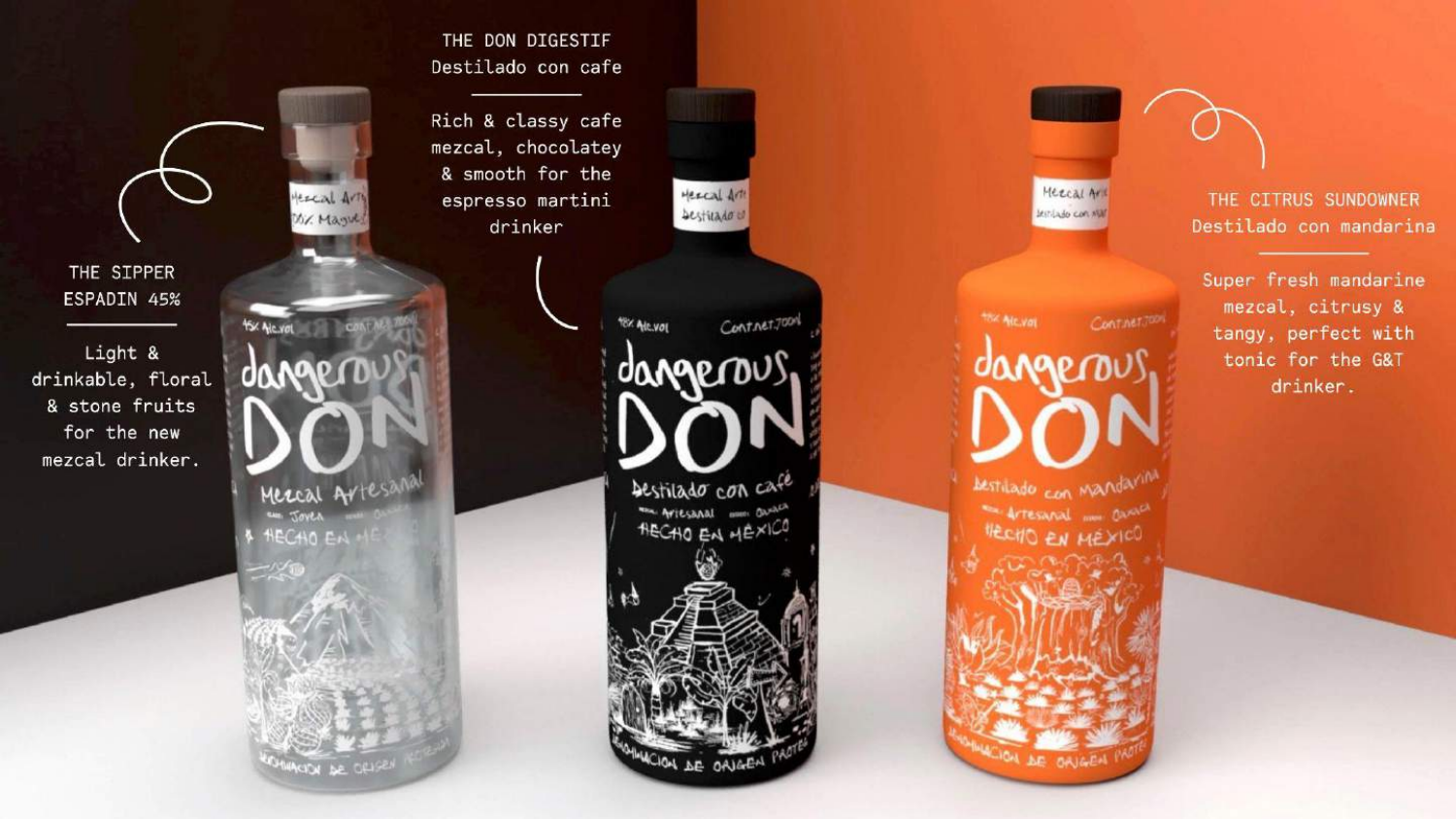### THE SIPPER
### ESPADIN 45%

Light & drinkable, floral & stone fruits for the new mezcal drinker.

### THE DON DIGESTIF
### Destilado con cafe

Rich & classy cafe mezcal, chocolatey & smooth for the espresso martini drinker

### THE CITRUS SUNDOWNER
### Destilado con mandarina

Super fresh mandarine mezcal, citrusy & tangy, perfect with tonic for the G&T drinker.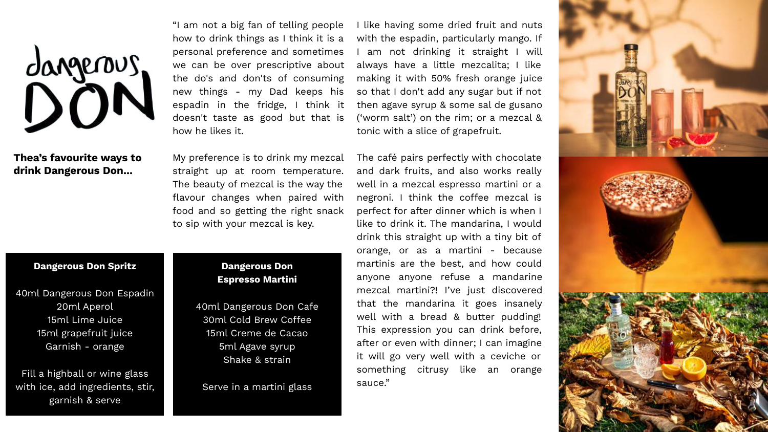Dangerous DON

**Thea's favourite ways to drink Dangerous Don...**

"I am not a big fan of telling people how to drink things as I think it is a personal preference and sometimes we can be over prescriptive about the do's and don'ts of consuming new things - my Dad keeps his espadin in the fridge, I think it doesn't taste as good but that is how he likes it.

My preference is to drink my mezcal straight up at room temperature. The beauty of mezcal is the way the flavour changes when paired with food and so getting the right snack to sip with your mezcal is key.

I like having some dried fruit and nuts with the espadin, particularly mango. If I am not drinking it straight I will always have a little mezcalita; I like making it with 50% fresh orange juice so that I don't add any sugar but if not then agave syrup & some sal de gusano ('worm salt') on the rim; or a mezcal & tonic with a slice of grapefruit.

The café pairs perfectly with chocolate and dark fruits, and also works really well in a mezcal espresso martini or a negroni. I think the coffee mezcal is perfect for after dinner which is when I like to drink it. The mandarina, I would drink this straight up with a tiny bit of orange, or as a martini - because martinis are the best, and how could anyone anyone refuse a mandarine mezcal martini?! I've just discovered that the mandarina it goes insanely well with a bread & butter pudding! This expression you can drink before, after or even with dinner; I can imagine it will go very well with a ceviche or something citrusy like an orange sauce."

**Dangerous Don Spritz**

40ml Dangerous Don Espadin
20ml Aperol
15ml Lime Juice
15ml grapefruit juice
Garnish - orange

Fill a highball or wine glass with ice, add ingredients, stir, garnish & serve

**Dangerous Don Espresso Martini**

40ml Dangerous Don Cafe
30ml Cold Brew Coffee
15ml Creme de Cacao
5ml Agave syrup
Shake & strain

Serve in a martini glass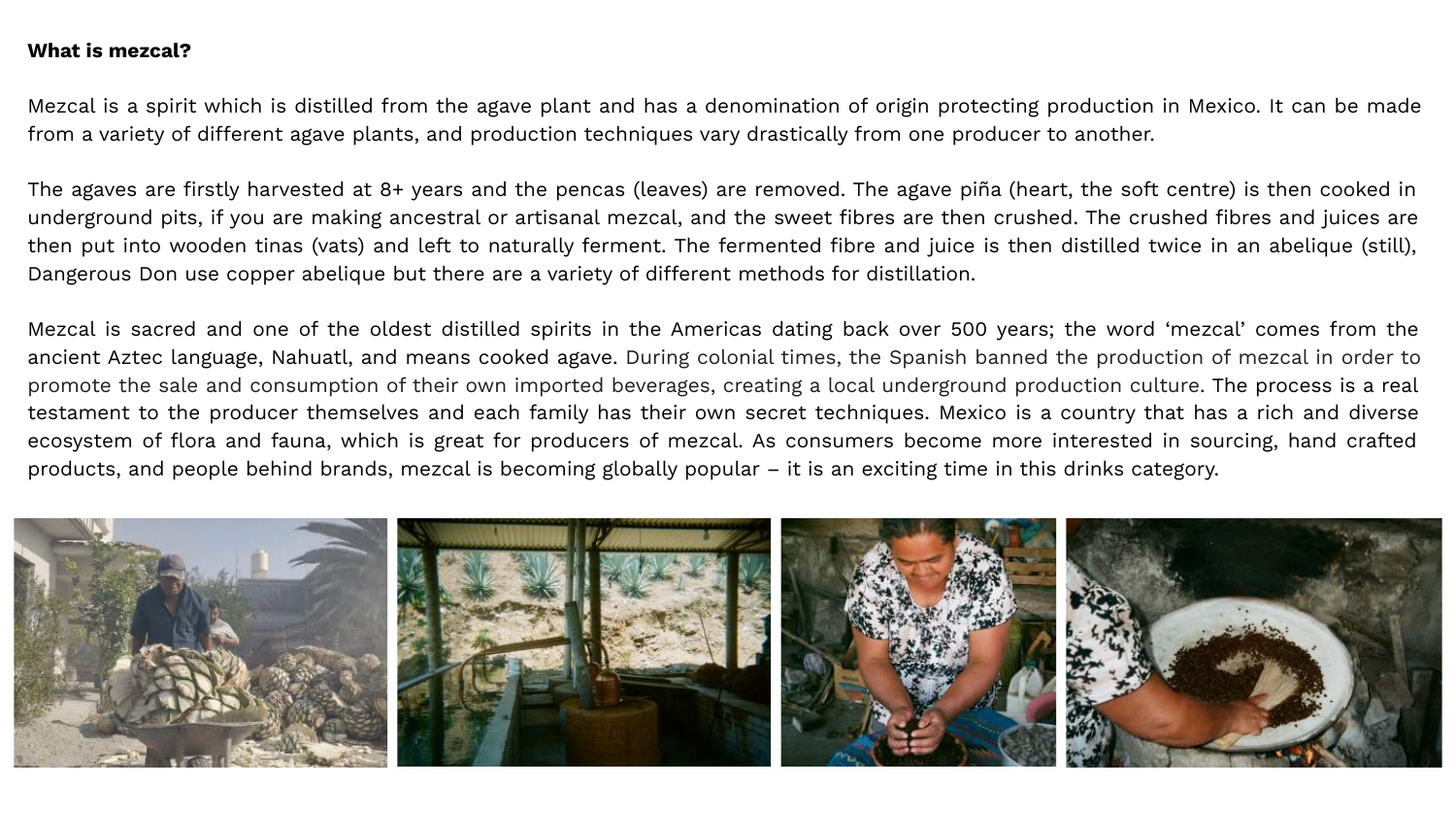**What is mezcal?**

Mezcal is a spirit which is distilled from the agave plant and has a denomination of origin protecting production in Mexico. It can be made from a variety of different agave plants, and production techniques vary drastically from one producer to another.

The agaves are firstly harvested at 8+ years and the pencas (leaves) are removed. The agave piña (heart, the soft centre) is then cooked in underground pits, if you are making ancestral or artisanal mezcal, and the sweet fibres are then crushed. The crushed fibres and juices are then put into wooden tinas (vats) and left to naturally ferment. The fermented fibre and juice is then distilled twice in an abelique (still), Dangerous Don use copper abelique but there are a variety of different methods for distillation.

Mezcal is sacred and one of the oldest distilled spirits in the Americas dating back over 500 years; the word 'mezcal' comes from the ancient Aztec language, Nahuatl, and means cooked agave. During colonial times, the Spanish banned the production of mezcal in order to promote the sale and consumption of their own imported beverages, creating a local underground production culture. The process is a real testament to the producer themselves and each family has their own secret techniques. Mexico is a country that has a rich and diverse ecosystem of flora and fauna, which is great for producers of mezcal. As consumers become more interested in sourcing, hand crafted products, and people behind brands, mezcal is becoming globally popular – it is an exciting time in this drinks category.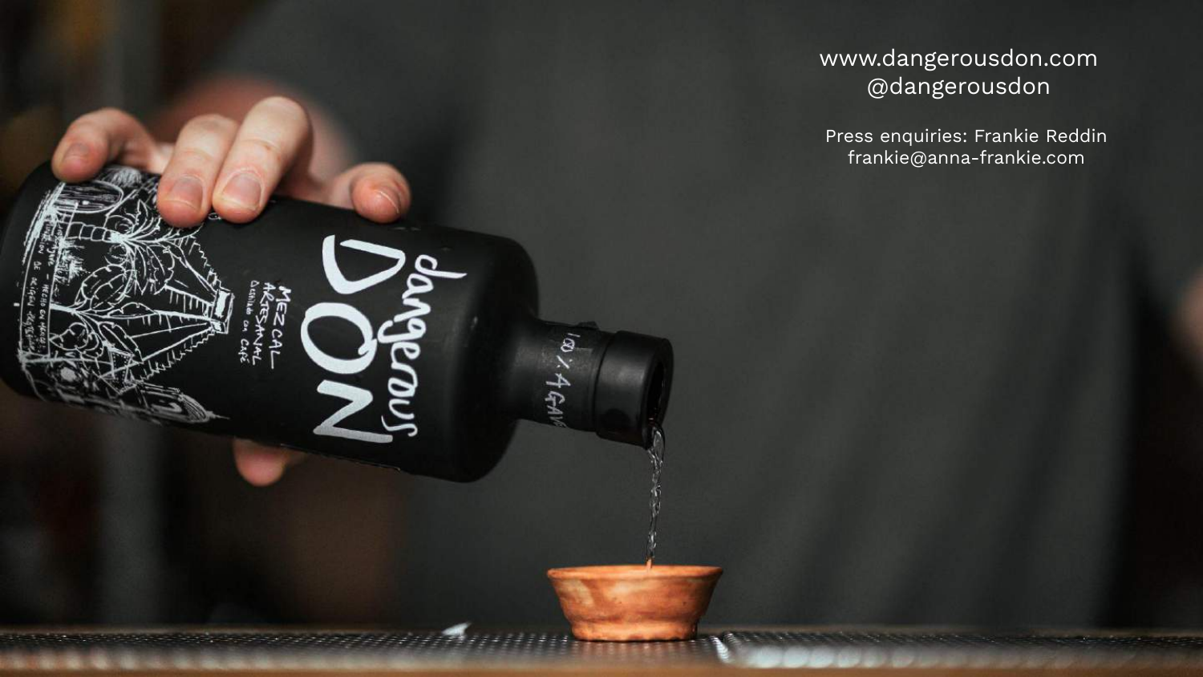www.dangerousdon.com
@dangerousdon

Press enquiries: Frankie Reddin
frankie@anna-frankie.com